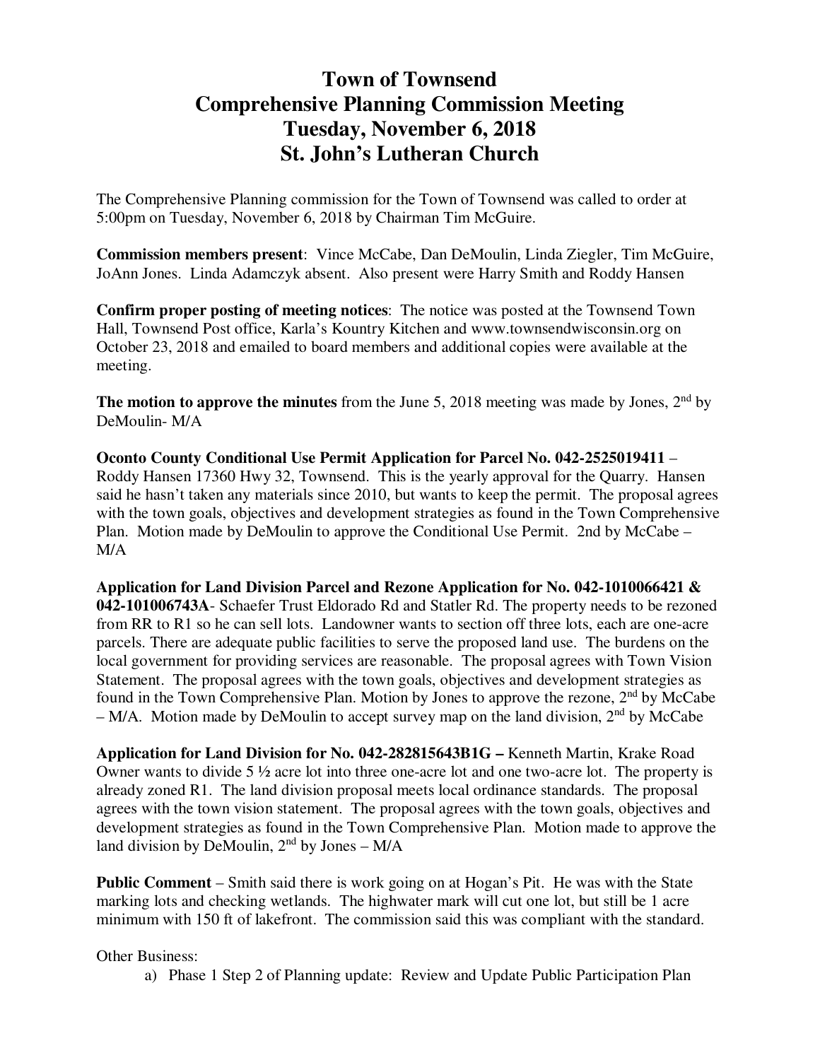# Town of Townsend
# Comprehensive Planning Commission Meeting
# Tuesday, November 6, 2018
# St. John's Lutheran Church

The Comprehensive Planning commission for the Town of Townsend was called to order at 5:00pm on Tuesday, November 6, 2018 by Chairman Tim McGuire.

**Commission members present**: Vince McCabe, Dan DeMoulin, Linda Ziegler, Tim McGuire, JoAnn Jones. Linda Adamczyk absent. Also present were Harry Smith and Roddy Hansen

**Confirm proper posting of meeting notices**: The notice was posted at the Townsend Town Hall, Townsend Post office, Karla's Kountry Kitchen and www.townsendwisconsin.org on October 23, 2018 and emailed to board members and additional copies were available at the meeting.

**The motion to approve the minutes** from the June 5, 2018 meeting was made by Jones, 2nd by DeMoulin- M/A

**Oconto County Conditional Use Permit Application for Parcel No. 042-2525019411** – Roddy Hansen 17360 Hwy 32, Townsend. This is the yearly approval for the Quarry. Hansen said he hasn't taken any materials since 2010, but wants to keep the permit. The proposal agrees with the town goals, objectives and development strategies as found in the Town Comprehensive Plan. Motion made by DeMoulin to approve the Conditional Use Permit. 2nd by McCabe – M/A

**Application for Land Division Parcel and Rezone Application for No. 042-1010066421 & 042-101006743A**- Schaefer Trust Eldorado Rd and Statler Rd. The property needs to be rezoned from RR to R1 so he can sell lots. Landowner wants to section off three lots, each are one-acre parcels. There are adequate public facilities to serve the proposed land use. The burdens on the local government for providing services are reasonable. The proposal agrees with Town Vision Statement. The proposal agrees with the town goals, objectives and development strategies as found in the Town Comprehensive Plan. Motion by Jones to approve the rezone, 2nd by McCabe – M/A. Motion made by DeMoulin to accept survey map on the land division, 2nd by McCabe

**Application for Land Division for No. 042-282815643B1G –** Kenneth Martin, Krake Road Owner wants to divide 5 ½ acre lot into three one-acre lot and one two-acre lot. The property is already zoned R1. The land division proposal meets local ordinance standards. The proposal agrees with the town vision statement. The proposal agrees with the town goals, objectives and development strategies as found in the Town Comprehensive Plan. Motion made to approve the land division by DeMoulin, 2nd by Jones – M/A

**Public Comment** – Smith said there is work going on at Hogan's Pit. He was with the State marking lots and checking wetlands. The highwater mark will cut one lot, but still be 1 acre minimum with 150 ft of lakefront. The commission said this was compliant with the standard.

Other Business:

a) Phase 1 Step 2 of Planning update: Review and Update Public Participation Plan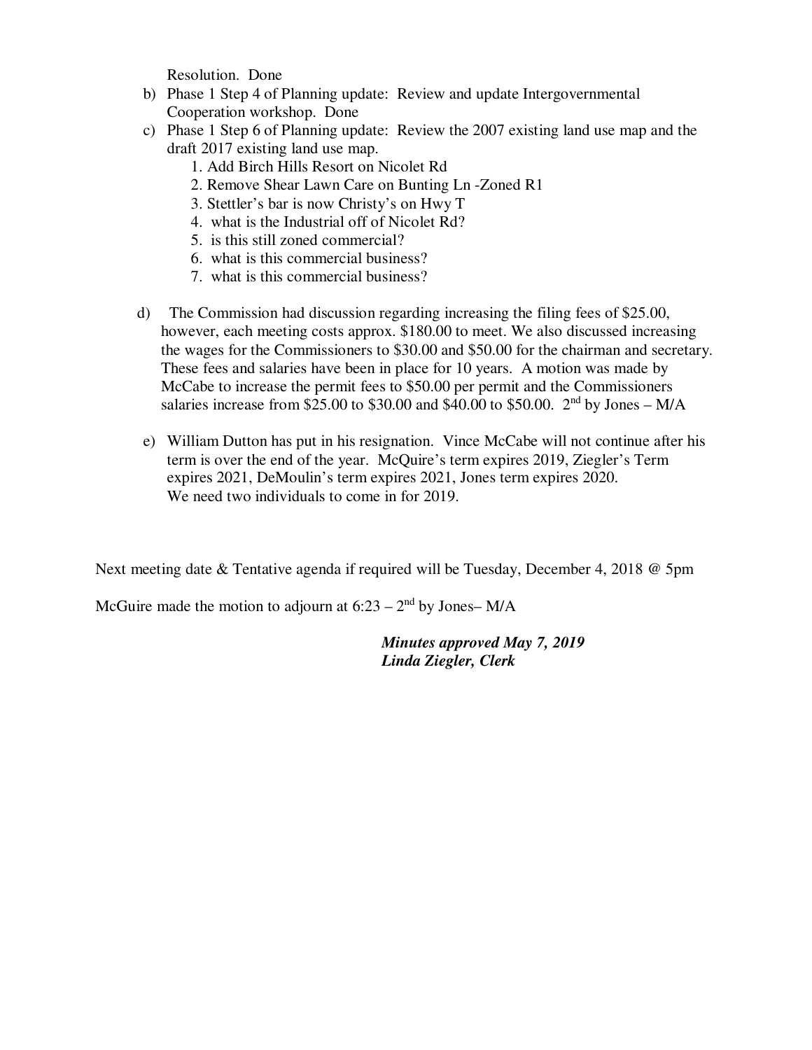Resolution. Done

b) Phase 1 Step 4 of Planning update: Review and update Intergovernmental Cooperation workshop. Done

c) Phase 1 Step 6 of Planning update: Review the 2007 existing land use map and the draft 2017 existing land use map.
   1. Add Birch Hills Resort on Nicolet Rd
   2. Remove Shear Lawn Care on Bunting Ln -Zoned R1
   3. Stettler's bar is now Christy's on Hwy T
   4. what is the Industrial off of Nicolet Rd?
   5. is this still zoned commercial?
   6. what is this commercial business?
   7. what is this commercial business?

d) The Commission had discussion regarding increasing the filing fees of $25.00, however, each meeting costs approx. $180.00 to meet. We also discussed increasing the wages for the Commissioners to $30.00 and $50.00 for the chairman and secretary. These fees and salaries have been in place for 10 years. A motion was made by McCabe to increase the permit fees to $50.00 per permit and the Commissioners salaries increase from $25.00 to $30.00 and $40.00 to $50.00. 2nd by Jones – M/A

e) William Dutton has put in his resignation. Vince McCabe will not continue after his term is over the end of the year. McQuire's term expires 2019, Ziegler's Term expires 2021, DeMoulin's term expires 2021, Jones term expires 2020. We need two individuals to come in for 2019.

Next meeting date & Tentative agenda if required will be Tuesday, December 4, 2018 @ 5pm

McGuire made the motion to adjourn at 6:23 – 2nd by Jones– M/A

***Minutes approved May 7, 2019***
***Linda Ziegler, Clerk***